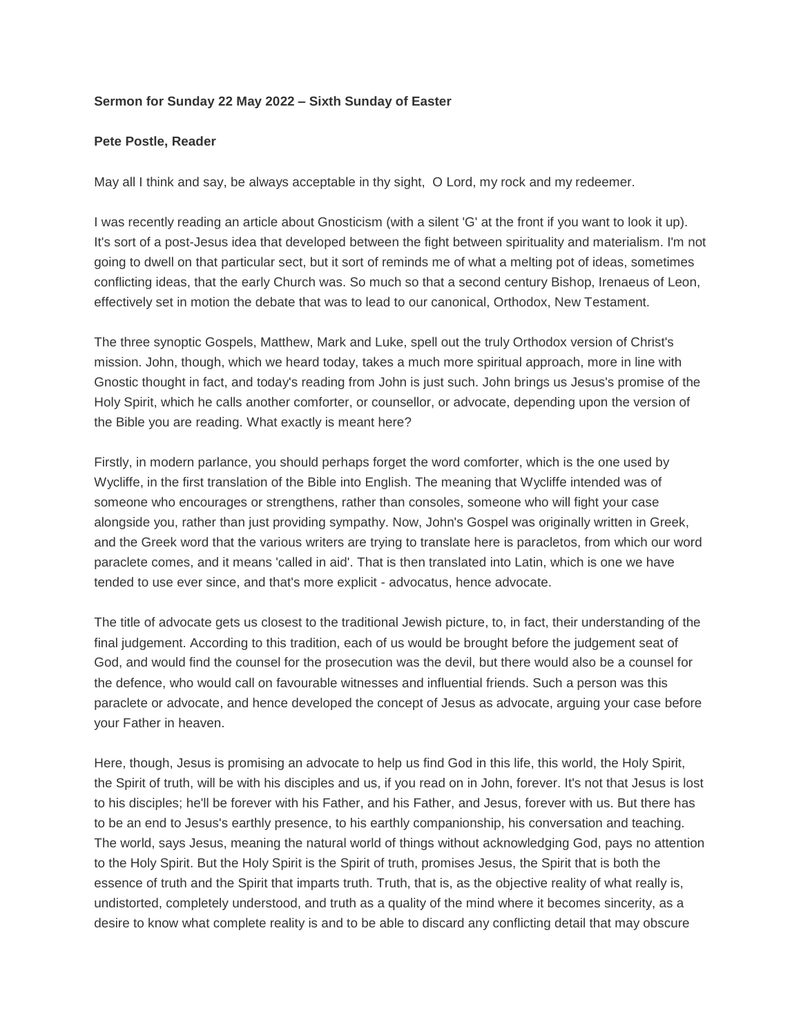**Sermon for Sunday 22 May 2022 – Sixth Sunday of Easter**

**Pete Postle, Reader**

May all I think and say, be always acceptable in thy sight,  O Lord, my rock and my redeemer.

I was recently reading an article about Gnosticism (with a silent 'G' at the front if you want to look it up). It's sort of a post-Jesus idea that developed between the fight between spirituality and materialism. I'm not going to dwell on that particular sect, but it sort of reminds me of what a melting pot of ideas, sometimes conflicting ideas, that the early Church was. So much so that a second century Bishop, Irenaeus of Leon, effectively set in motion the debate that was to lead to our canonical, Orthodox, New Testament.

The three synoptic Gospels, Matthew, Mark and Luke, spell out the truly Orthodox version of Christ's mission. John, though, which we heard today, takes a much more spiritual approach, more in line with Gnostic thought in fact, and today's reading from John is just such. John brings us Jesus's promise of the Holy Spirit, which he calls another comforter, or counsellor, or advocate, depending upon the version of the Bible you are reading. What exactly is meant here?

Firstly, in modern parlance, you should perhaps forget the word comforter, which is the one used by Wycliffe, in the first translation of the Bible into English. The meaning that Wycliffe intended was of someone who encourages or strengthens, rather than consoles, someone who will fight your case alongside you, rather than just providing sympathy. Now, John's Gospel was originally written in Greek, and the Greek word that the various writers are trying to translate here is paracletos, from which our word paraclete comes, and it means 'called in aid'. That is then translated into Latin, which is one we have tended to use ever since, and that's more explicit - advocatus, hence advocate.

The title of advocate gets us closest to the traditional Jewish picture, to, in fact, their understanding of the final judgement. According to this tradition, each of us would be brought before the judgement seat of God, and would find the counsel for the prosecution was the devil, but there would also be a counsel for the defence, who would call on favourable witnesses and influential friends. Such a person was this paraclete or advocate, and hence developed the concept of Jesus as advocate, arguing your case before your Father in heaven.

Here, though, Jesus is promising an advocate to help us find God in this life, this world, the Holy Spirit, the Spirit of truth, will be with his disciples and us, if you read on in John, forever. It's not that Jesus is lost to his disciples; he'll be forever with his Father, and his Father, and Jesus, forever with us. But there has to be an end to Jesus's earthly presence, to his earthly companionship, his conversation and teaching. The world, says Jesus, meaning the natural world of things without acknowledging God, pays no attention to the Holy Spirit. But the Holy Spirit is the Spirit of truth, promises Jesus, the Spirit that is both the essence of truth and the Spirit that imparts truth. Truth, that is, as the objective reality of what really is, undistorted, completely understood, and truth as a quality of the mind where it becomes sincerity, as a desire to know what complete reality is and to be able to discard any conflicting detail that may obscure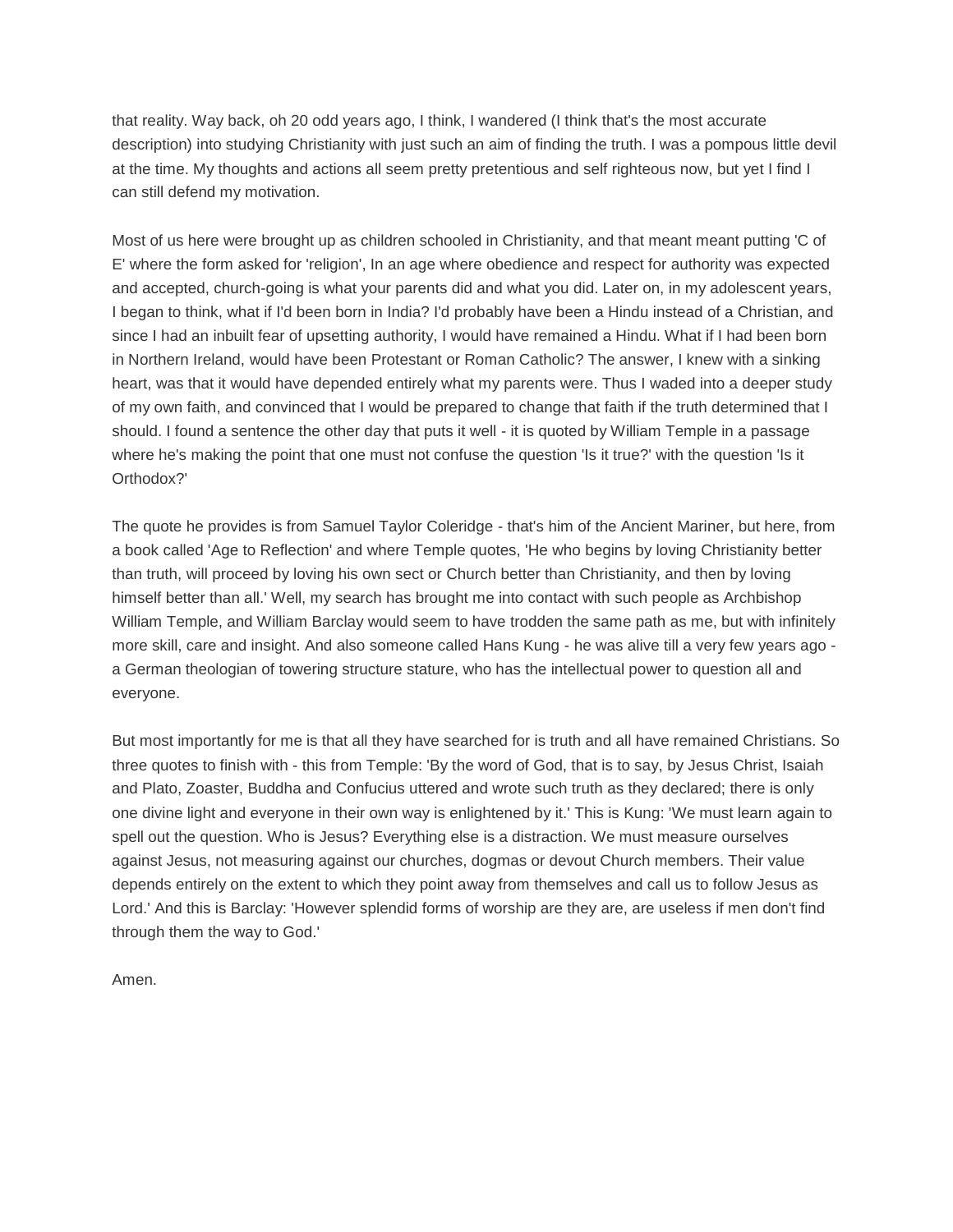that reality. Way back, oh 20 odd years ago, I think, I wandered (I think that's the most accurate description) into studying Christianity with just such an aim of finding the truth. I was a pompous little devil at the time. My thoughts and actions all seem pretty pretentious and self righteous now, but yet I find I can still defend my motivation.

Most of us here were brought up as children schooled in Christianity, and that meant meant putting 'C of E' where the form asked for 'religion', In an age where obedience and respect for authority was expected and accepted, church-going is what your parents did and what you did. Later on, in my adolescent years, I began to think, what if I'd been born in India? I'd probably have been a Hindu instead of a Christian, and since I had an inbuilt fear of upsetting authority, I would have remained a Hindu. What if I had been born in Northern Ireland, would have been Protestant or Roman Catholic? The answer, I knew with a sinking heart, was that it would have depended entirely what my parents were. Thus I waded into a deeper study of my own faith, and convinced that I would be prepared to change that faith if the truth determined that I should. I found a sentence the other day that puts it well - it is quoted by William Temple in a passage where he's making the point that one must not confuse the question 'Is it true?' with the question 'Is it Orthodox?'

The quote he provides is from Samuel Taylor Coleridge - that's him of the Ancient Mariner, but here, from a book called 'Age to Reflection' and where Temple quotes, 'He who begins by loving Christianity better than truth, will proceed by loving his own sect or Church better than Christianity, and then by loving himself better than all.' Well, my search has brought me into contact with such people as Archbishop William Temple, and William Barclay would seem to have trodden the same path as me, but with infinitely more skill, care and insight. And also someone called Hans Kung - he was alive till a very few years ago - a German theologian of towering structure stature, who has the intellectual power to question all and everyone.

But most importantly for me is that all they have searched for is truth and all have remained Christians. So three quotes to finish with - this from Temple: 'By the word of God, that is to say, by Jesus Christ, Isaiah and Plato, Zoaster, Buddha and Confucius uttered and wrote such truth as they declared; there is only one divine light and everyone in their own way is enlightened by it.' This is Kung: 'We must learn again to spell out the question. Who is Jesus? Everything else is a distraction. We must measure ourselves against Jesus, not measuring against our churches, dogmas or devout Church members. Their value depends entirely on the extent to which they point away from themselves and call us to follow Jesus as Lord.' And this is Barclay: 'However splendid forms of worship are they are, are useless if men don't find through them the way to God.'

Amen.